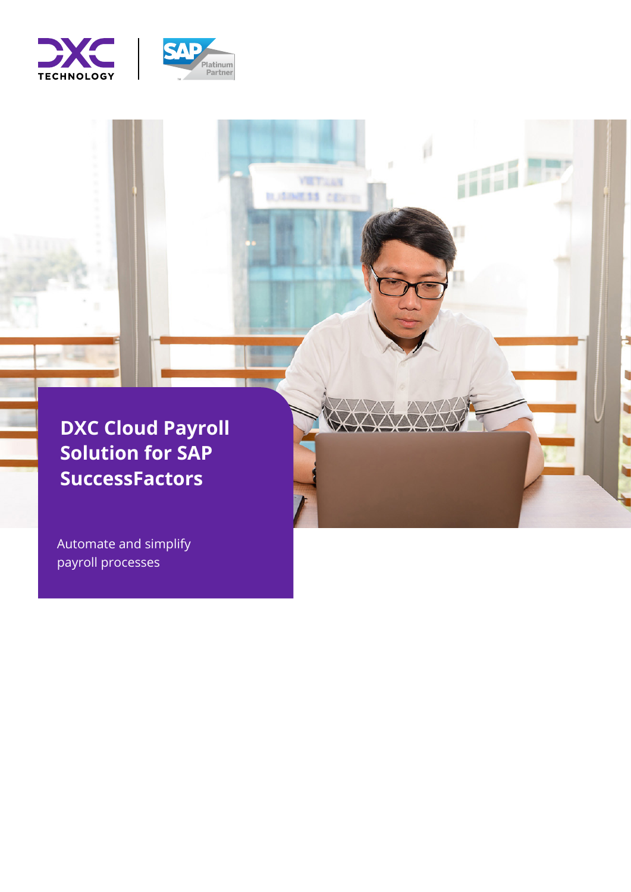# DXC Cloud Payroll Solution for SAP SuccessFactors

Automate and simplify payroll processes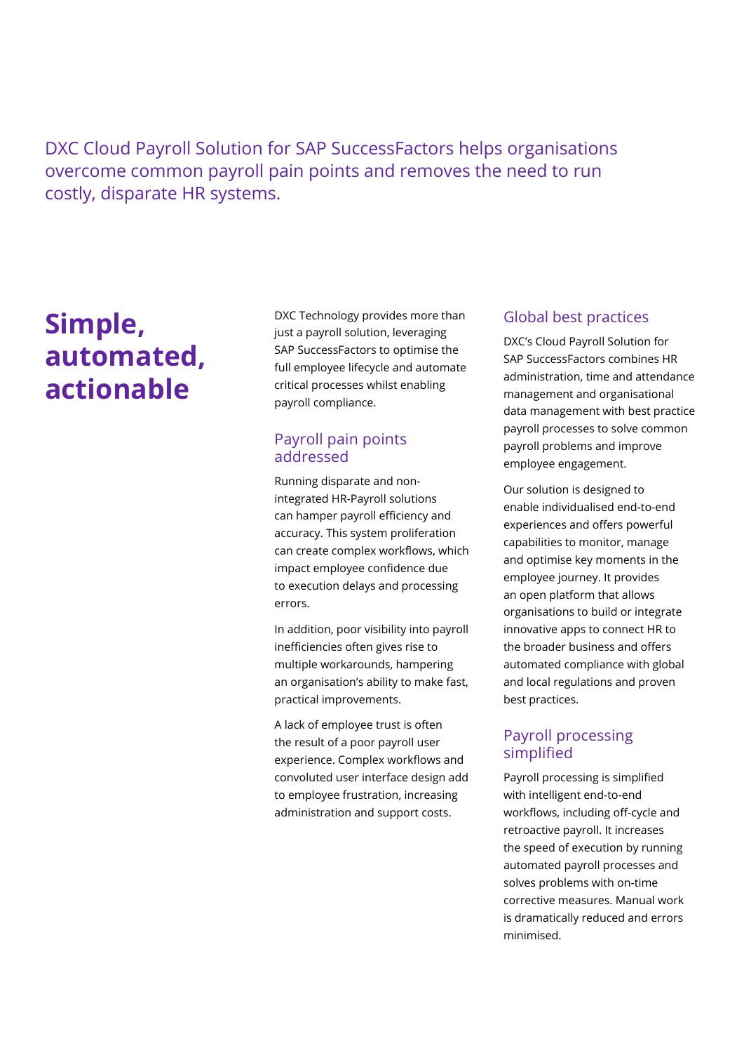DXC Cloud Payroll Solution for SAP SuccessFactors helps organisations overcome common payroll pain points and removes the need to run costly, disparate HR systems.

# Simple, automated, actionable

DXC Technology provides more than just a payroll solution, leveraging SAP SuccessFactors to optimise the full employee lifecycle and automate critical processes whilst enabling payroll compliance.

## Payroll pain points addressed

Running disparate and non-integrated HR-Payroll solutions can hamper payroll efficiency and accuracy. This system proliferation can create complex workflows, which impact employee confidence due to execution delays and processing errors.

In addition, poor visibility into payroll inefficiencies often gives rise to multiple workarounds, hampering an organisation's ability to make fast, practical improvements.

A lack of employee trust is often the result of a poor payroll user experience. Complex workflows and convoluted user interface design add to employee frustration, increasing administration and support costs.

## Global best practices

DXC's Cloud Payroll Solution for SAP SuccessFactors combines HR administration, time and attendance management and organisational data management with best practice payroll processes to solve common payroll problems and improve employee engagement.

Our solution is designed to enable individualised end-to-end experiences and offers powerful capabilities to monitor, manage and optimise key moments in the employee journey. It provides an open platform that allows organisations to build or integrate innovative apps to connect HR to the broader business and offers automated compliance with global and local regulations and proven best practices.

## Payroll processing simplified

Payroll processing is simplified with intelligent end-to-end workflows, including off-cycle and retroactive payroll. It increases the speed of execution by running automated payroll processes and solves problems with on-time corrective measures. Manual work is dramatically reduced and errors minimised.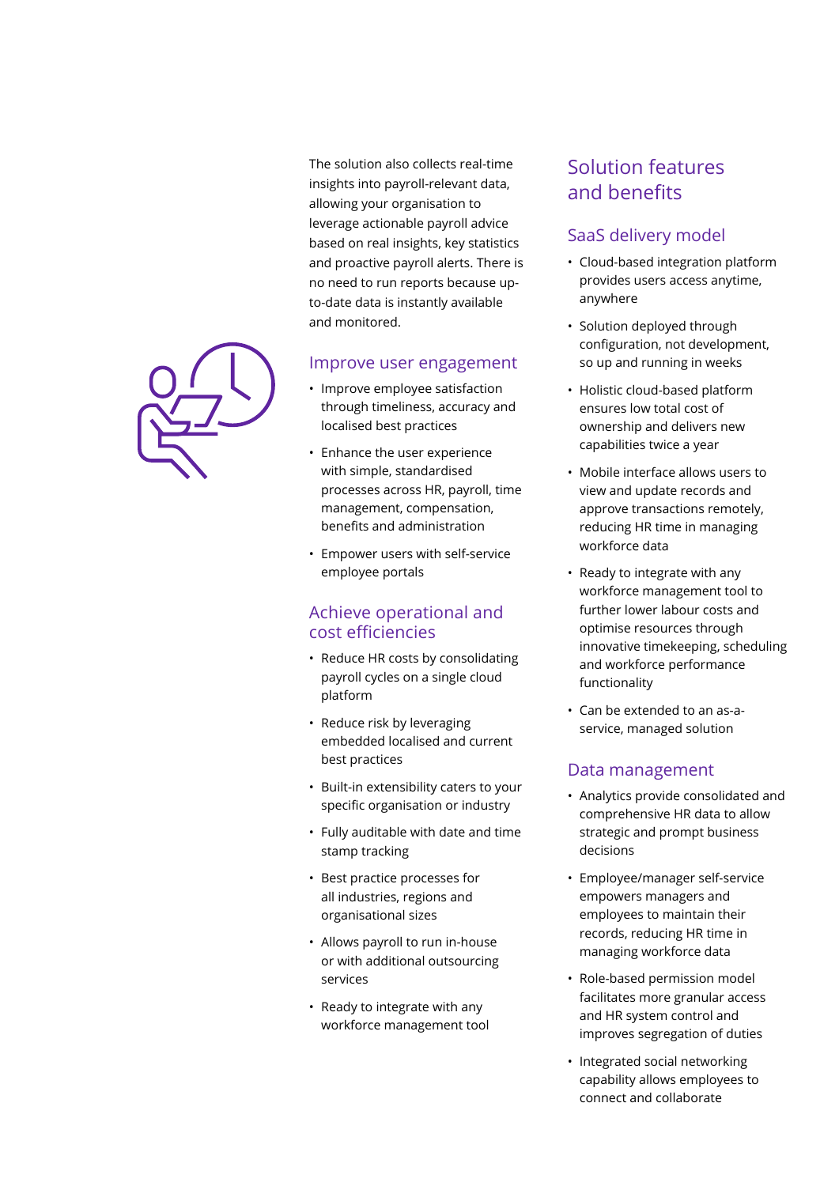The solution also collects real-time insights into payroll-relevant data, allowing your organisation to leverage actionable payroll advice based on real insights, key statistics and proactive payroll alerts. There is no need to run reports because up-to-date data is instantly available and monitored.

## Improve user engagement

- Improve employee satisfaction through timeliness, accuracy and localised best practices
- Enhance the user experience with simple, standardised processes across HR, payroll, time management, compensation, benefits and administration
- Empower users with self-service employee portals

## Achieve operational and cost efficiencies

- Reduce HR costs by consolidating payroll cycles on a single cloud platform
- Reduce risk by leveraging embedded localised and current best practices
- Built-in extensibility caters to your specific organisation or industry
- Fully auditable with date and time stamp tracking
- Best practice processes for all industries, regions and organisational sizes
- Allows payroll to run in-house or with additional outsourcing services
- Ready to integrate with any workforce management tool

# Solution features and benefits

## SaaS delivery model

- Cloud-based integration platform provides users access anytime, anywhere
- Solution deployed through configuration, not development, so up and running in weeks
- Holistic cloud-based platform ensures low total cost of ownership and delivers new capabilities twice a year
- Mobile interface allows users to view and update records and approve transactions remotely, reducing HR time in managing workforce data
- Ready to integrate with any workforce management tool to further lower labour costs and optimise resources through innovative timekeeping, scheduling and workforce performance functionality
- Can be extended to an as-a-service, managed solution

## Data management

- Analytics provide consolidated and comprehensive HR data to allow strategic and prompt business decisions
- Employee/manager self-service empowers managers and employees to maintain their records, reducing HR time in managing workforce data
- Role-based permission model facilitates more granular access and HR system control and improves segregation of duties
- Integrated social networking capability allows employees to connect and collaborate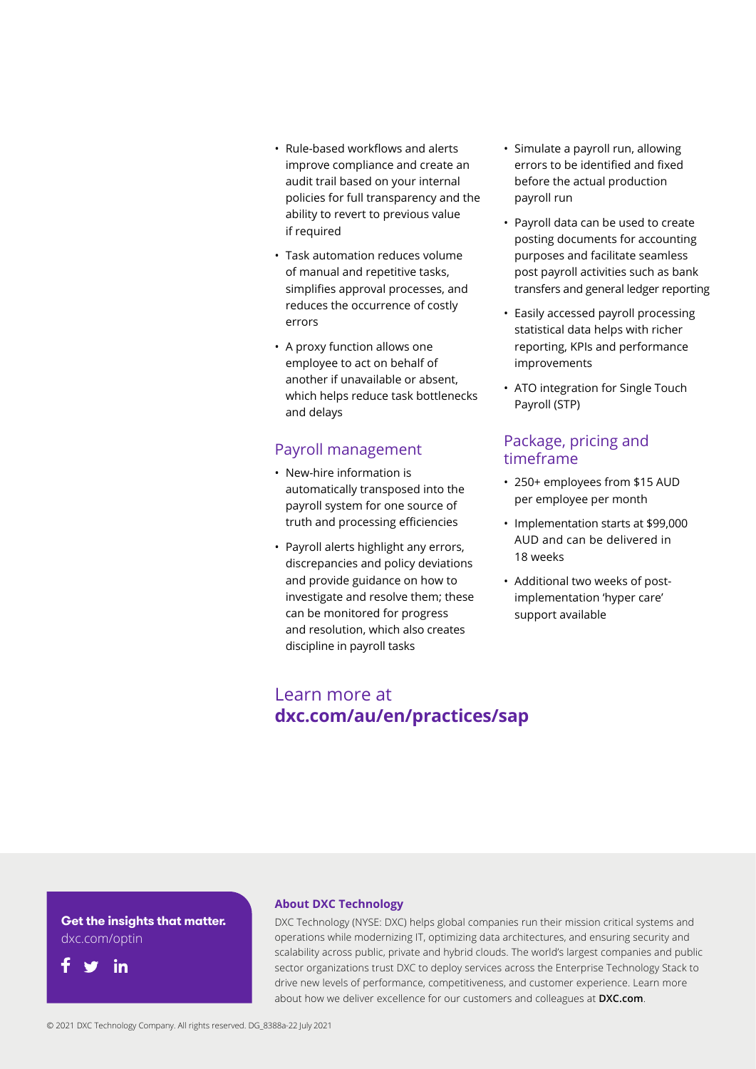- Rule-based workflows and alerts improve compliance and create an audit trail based on your internal policies for full transparency and the ability to revert to previous value if required
- Task automation reduces volume of manual and repetitive tasks, simplifies approval processes, and reduces the occurrence of costly errors
- A proxy function allows one employee to act on behalf of another if unavailable or absent, which helps reduce task bottlenecks and delays

## Payroll management

- New-hire information is automatically transposed into the payroll system for one source of truth and processing efficiencies
- Payroll alerts highlight any errors, discrepancies and policy deviations and provide guidance on how to investigate and resolve them; these can be monitored for progress and resolution, which also creates discipline in payroll tasks
- Simulate a payroll run, allowing errors to be identified and fixed before the actual production payroll run
- Payroll data can be used to create posting documents for accounting purposes and facilitate seamless post payroll activities such as bank transfers and general ledger reporting
- Easily accessed payroll processing statistical data helps with richer reporting, KPIs and performance improvements
- ATO integration for Single Touch Payroll (STP)

## Package, pricing and timeframe

- 250+ employees from $15 AUD per employee per month
- Implementation starts at $99,000 AUD and can be delivered in 18 weeks
- Additional two weeks of post-implementation 'hyper care' support available

## Learn more at **dxc.com/au/en/practices/sap**

**Get the insights that matter.**
dxc.com/optin

**About DXC Technology**

DXC Technology (NYSE: DXC) helps global companies run their mission critical systems and operations while modernizing IT, optimizing data architectures, and ensuring security and scalability across public, private and hybrid clouds. The world's largest companies and public sector organizations trust DXC to deploy services across the Enterprise Technology Stack to drive new levels of performance, competitiveness, and customer experience. Learn more about how we deliver excellence for our customers and colleagues at **DXC.com**.

© 2021 DXC Technology Company. All rights reserved. DG_8388a-22 July 2021